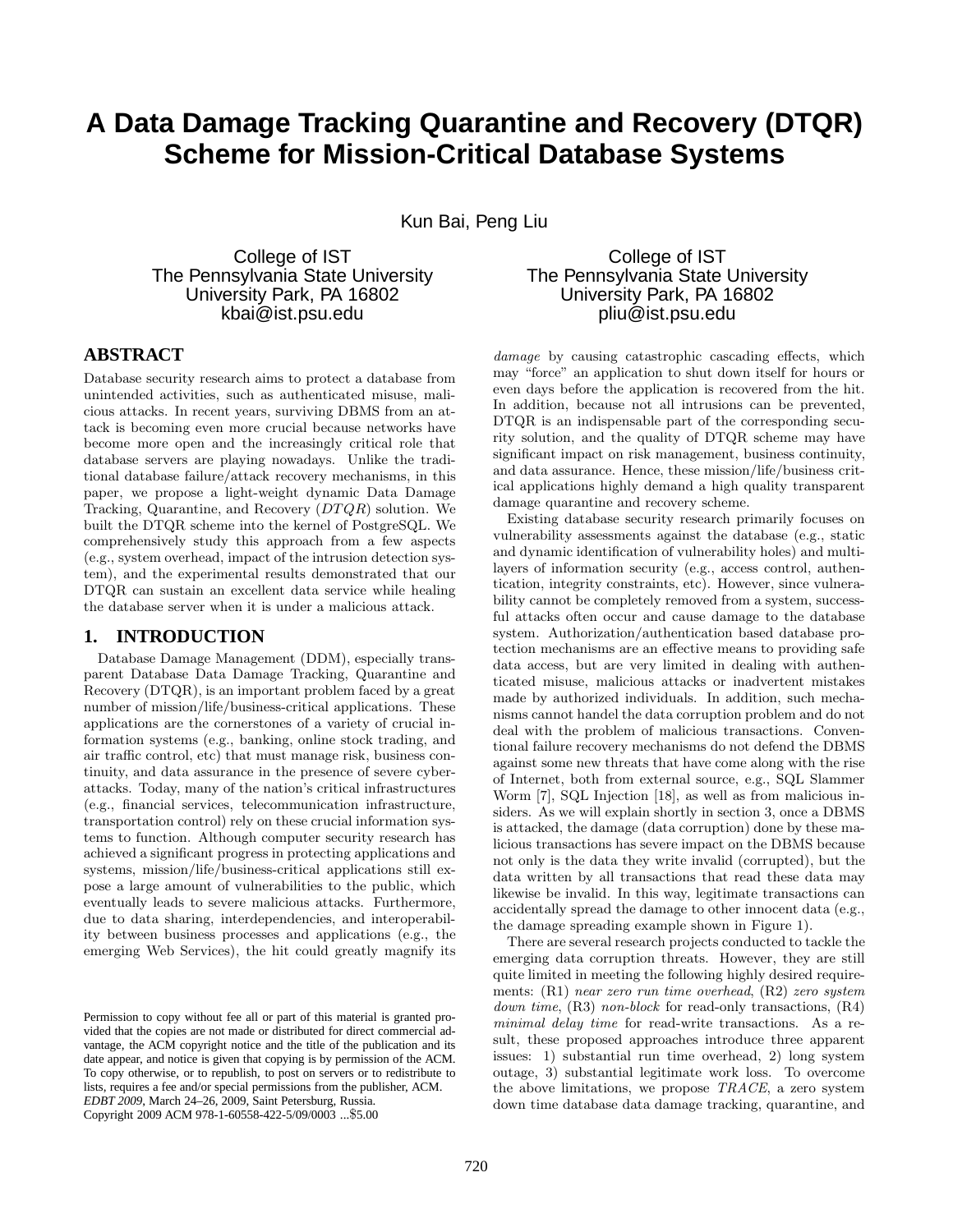# A Data Damage Tracking Quarantine and Recovery (DTQR) Scheme for Mission-Critical Database Systems

Kun Bai, Peng Liu

College of IST
The Pennsylvania State University
University Park, PA 16802
kbai@ist.psu.edu

College of IST
The Pennsylvania State University
University Park, PA 16802
pliu@ist.psu.edu

## ABSTRACT

Database security research aims to protect a database from unintended activities, such as authenticated misuse, malicious attacks. In recent years, surviving DBMS from an attack is becoming even more crucial because networks have become more open and the increasingly critical role that database servers are playing nowadays. Unlike the traditional database failure/attack recovery mechanisms, in this paper, we propose a light-weight dynamic Data Damage Tracking, Quarantine, and Recovery (*DTQR*) solution. We built the DTQR scheme into the kernel of PostgreSQL. We comprehensively study this approach from a few aspects (e.g., system overhead, impact of the intrusion detection system), and the experimental results demonstrated that our DTQR can sustain an excellent data service while healing the database server when it is under a malicious attack.

## 1. INTRODUCTION

Database Damage Management (DDM), especially transparent Database Data Damage Tracking, Quarantine and Recovery (DTQR), is an important problem faced by a great number of mission/life/business-critical applications. These applications are the cornerstones of a variety of crucial information systems (e.g., banking, online stock trading, and air traffic control, etc) that must manage risk, business continuity, and data assurance in the presence of severe cyber-attacks. Today, many of the nation's critical infrastructures (e.g., financial services, telecommunication infrastructure, transportation control) rely on these crucial information systems to function. Although computer security research has achieved a significant progress in protecting applications and systems, mission/life/business-critical applications still expose a large amount of vulnerabilities to the public, which eventually leads to severe malicious attacks. Furthermore, due to data sharing, interdependencies, and interoperability between business processes and applications (e.g., the emerging Web Services), the hit could greatly magnify its *damage* by causing catastrophic cascading effects, which may "force" an application to shut down itself for hours or even days before the application is recovered from the hit. In addition, because not all intrusions can be prevented, DTQR is an indispensable part of the corresponding security solution, and the quality of DTQR scheme may have significant impact on risk management, business continuity, and data assurance. Hence, these mission/life/business critical applications highly demand a high quality transparent damage quarantine and recovery scheme.

Existing database security research primarily focuses on vulnerability assessments against the database (e.g., static and dynamic identification of vulnerability holes) and multi-layers of information security (e.g., access control, authentication, integrity constraints, etc). However, since vulnerability cannot be completely removed from a system, successful attacks often occur and cause damage to the database system. Authorization/authentication based database protection mechanisms are an effective means to providing safe data access, but are very limited in dealing with authenticated misuse, malicious attacks or inadvertent mistakes made by authorized individuals. In addition, such mechanisms cannot handel the data corruption problem and do not deal with the problem of malicious transactions. Conventional failure recovery mechanisms do not defend the DBMS against some new threats that have come along with the rise of Internet, both from external source, e.g., SQL Slammer Worm [7], SQL Injection [18], as well as from malicious insiders. As we will explain shortly in section 3, once a DBMS is attacked, the damage (data corruption) done by these malicious transactions has severe impact on the DBMS because not only is the data they write invalid (corrupted), but the data written by all transactions that read these data may likewise be invalid. In this way, legitimate transactions can accidentally spread the damage to other innocent data (e.g., the damage spreading example shown in Figure 1).

There are several research projects conducted to tackle the emerging data corruption threats. However, they are still quite limited in meeting the following highly desired requirements: (R1) *near zero run time overhead*, (R2) *zero system down time*, (R3) *non-block* for read-only transactions, (R4) *minimal delay time* for read-write transactions. As a result, these proposed approaches introduce three apparent issues: 1) substantial run time overhead, 2) long system outage, 3) substantial legitimate work loss. To overcome the above limitations, we propose *TRACE*, a zero system down time database data damage tracking, quarantine, and

Permission to copy without fee all or part of this material is granted provided that the copies are not made or distributed for direct commercial advantage, the ACM copyright notice and the title of the publication and its date appear, and notice is given that copying is by permission of the ACM. To copy otherwise, or to republish, to post on servers or to redistribute to lists, requires a fee and/or special permissions from the publisher, ACM.
*EDBT 2009*, March 24–26, 2009, Saint Petersburg, Russia.
Copyright 2009 ACM 978-1-60558-422-5/09/0003 ...$5.00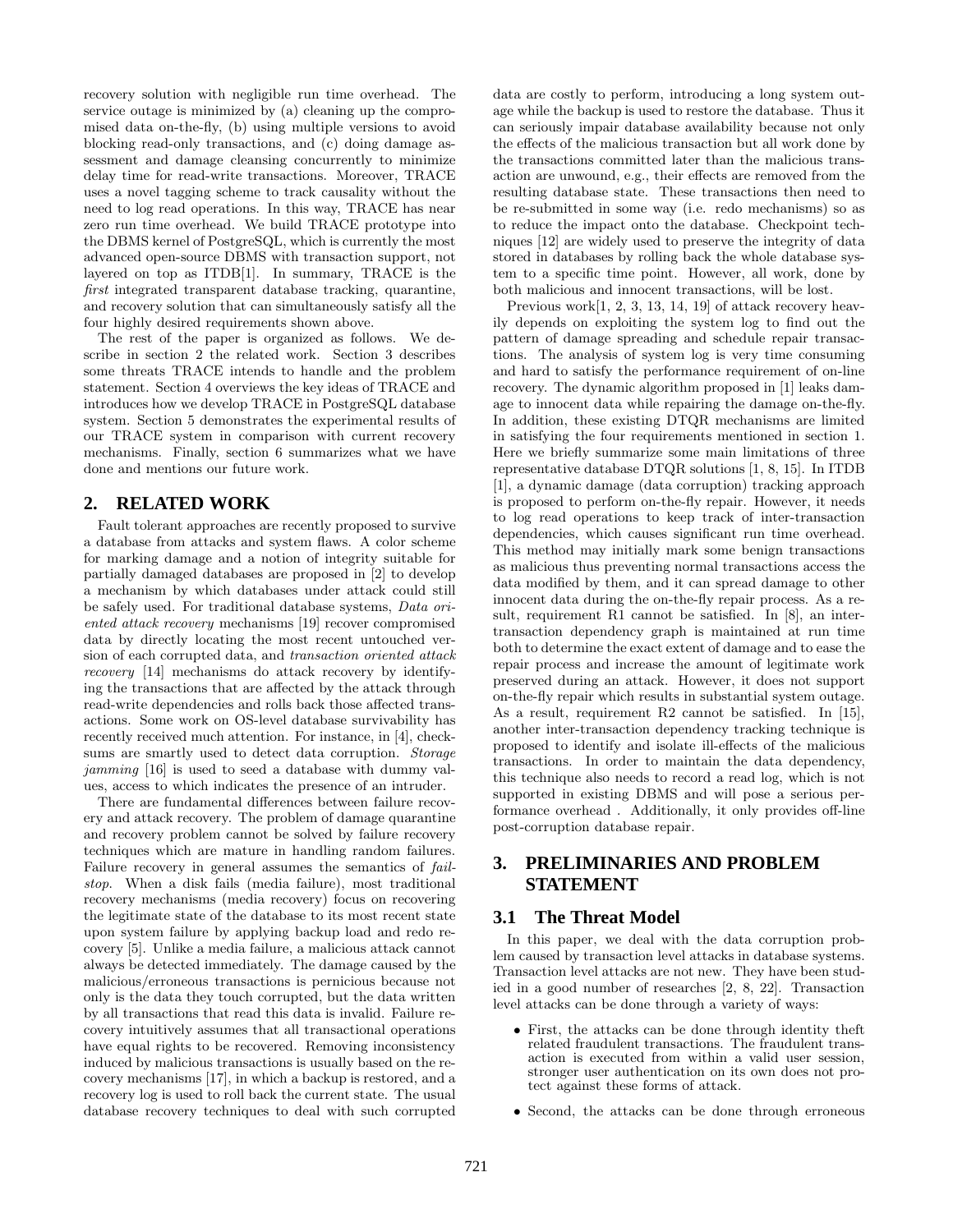recovery solution with negligible run time overhead. The service outage is minimized by (a) cleaning up the compromised data on-the-fly, (b) using multiple versions to avoid blocking read-only transactions, and (c) doing damage assessment and damage cleansing concurrently to minimize delay time for read-write transactions. Moreover, TRACE uses a novel tagging scheme to track causality without the need to log read operations. In this way, TRACE has near zero run time overhead. We build TRACE prototype into the DBMS kernel of PostgreSQL, which is currently the most advanced open-source DBMS with transaction support, not layered on top as ITDB[1]. In summary, TRACE is the *first* integrated transparent database tracking, quarantine, and recovery solution that can simultaneously satisfy all the four highly desired requirements shown above.

The rest of the paper is organized as follows. We describe in section 2 the related work. Section 3 describes some threats TRACE intends to handle and the problem statement. Section 4 overviews the key ideas of TRACE and introduces how we develop TRACE in PostgreSQL database system. Section 5 demonstrates the experimental results of our TRACE system in comparison with current recovery mechanisms. Finally, section 6 summarizes what we have done and mentions our future work.

## 2. RELATED WORK

Fault tolerant approaches are recently proposed to survive a database from attacks and system flaws. A color scheme for marking damage and a notion of integrity suitable for partially damaged databases are proposed in [2] to develop a mechanism by which databases under attack could still be safely used. For traditional database systems, *Data oriented attack recovery* mechanisms [19] recover compromised data by directly locating the most recent untouched version of each corrupted data, and *transaction oriented attack recovery* [14] mechanisms do attack recovery by identifying the transactions that are affected by the attack through read-write dependencies and rolls back those affected transactions. Some work on OS-level database survivability has recently received much attention. For instance, in [4], checksums are smartly used to detect data corruption. *Storage jamming* [16] is used to seed a database with dummy values, access to which indicates the presence of an intruder.

There are fundamental differences between failure recovery and attack recovery. The problem of damage quarantine and recovery problem cannot be solved by failure recovery techniques which are mature in handling random failures. Failure recovery in general assumes the semantics of *fail-stop*. When a disk fails (media failure), most traditional recovery mechanisms (media recovery) focus on recovering the legitimate state of the database to its most recent state upon system failure by applying backup load and redo recovery [5]. Unlike a media failure, a malicious attack cannot always be detected immediately. The damage caused by the malicious/erroneous transactions is pernicious because not only is the data they touch corrupted, but the data written by all transactions that read this data is invalid. Failure recovery intuitively assumes that all transactional operations have equal rights to be recovered. Removing inconsistency induced by malicious transactions is usually based on the recovery mechanisms [17], in which a backup is restored, and a recovery log is used to roll back the current state. The usual database recovery techniques to deal with such corrupted data are costly to perform, introducing a long system outage while the backup is used to restore the database. Thus it can seriously impair database availability because not only the effects of the malicious transaction but all work done by the transactions committed later than the malicious transaction are unwound, e.g., their effects are removed from the resulting database state. These transactions then need to be re-submitted in some way (i.e. redo mechanisms) so as to reduce the impact onto the database. Checkpoint techniques [12] are widely used to preserve the integrity of data stored in databases by rolling back the whole database system to a specific time point. However, all work, done by both malicious and innocent transactions, will be lost.

Previous work[1, 2, 3, 13, 14, 19] of attack recovery heavily depends on exploiting the system log to find out the pattern of damage spreading and schedule repair transactions. The analysis of system log is very time consuming and hard to satisfy the performance requirement of on-line recovery. The dynamic algorithm proposed in [1] leaks damage to innocent data while repairing the damage on-the-fly. In addition, these existing DTQR mechanisms are limited in satisfying the four requirements mentioned in section 1. Here we briefly summarize some main limitations of three representative database DTQR solutions [1, 8, 15]. In ITDB [1], a dynamic damage (data corruption) tracking approach is proposed to perform on-the-fly repair. However, it needs to log read operations to keep track of inter-transaction dependencies, which causes significant run time overhead. This method may initially mark some benign transactions as malicious thus preventing normal transactions access the data modified by them, and it can spread damage to other innocent data during the on-the-fly repair process. As a result, requirement R1 cannot be satisfied. In [8], an inter-transaction dependency graph is maintained at run time both to determine the exact extent of damage and to ease the repair process and increase the amount of legitimate work preserved during an attack. However, it does not support on-the-fly repair which results in substantial system outage. As a result, requirement R2 cannot be satisfied. In [15], another inter-transaction dependency tracking technique is proposed to identify and isolate ill-effects of the malicious transactions. In order to maintain the data dependency, this technique also needs to record a read log, which is not supported in existing DBMS and will pose a serious performance overhead . Additionally, it only provides off-line post-corruption database repair.

## 3. PRELIMINARIES AND PROBLEM STATEMENT

### 3.1 The Threat Model

In this paper, we deal with the data corruption problem caused by transaction level attacks in database systems. Transaction level attacks are not new. They have been studied in a good number of researches [2, 8, 22]. Transaction level attacks can be done through a variety of ways:

- First, the attacks can be done through identity theft related fraudulent transactions. The fraudulent transaction is executed from within a valid user session, stronger user authentication on its own does not protect against these forms of attack.
- Second, the attacks can be done through erroneous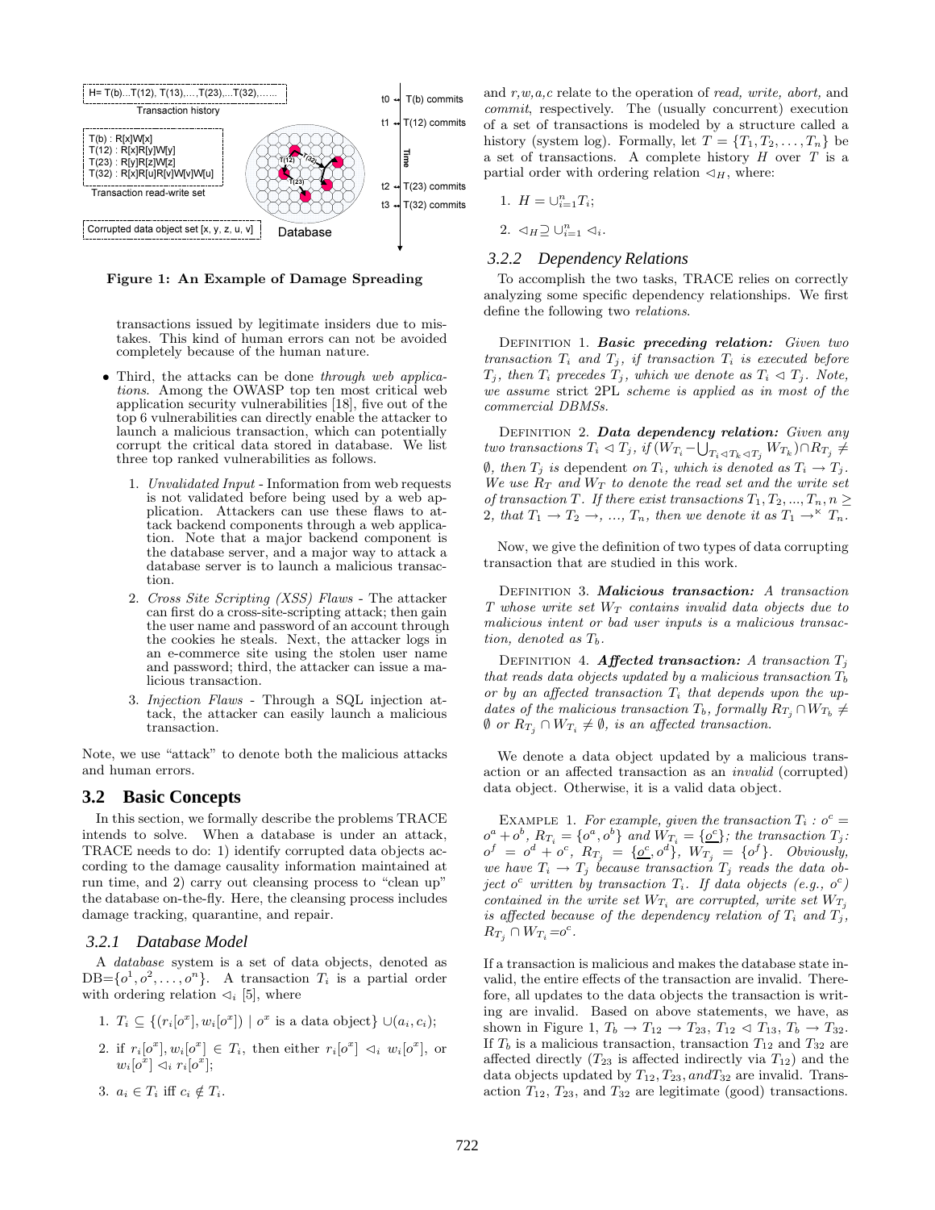Figure 1: An Example of Damage Spreading

transactions issued by legitimate insiders due to mistakes. This kind of human errors can not be avoided completely because of the human nature.

- Third, the attacks can be done *through web applications*. Among the OWASP top ten most critical web application security vulnerabilities [18], five out of the top 6 vulnerabilities can directly enable the attacker to launch a malicious transaction, which can potentially corrupt the critical data stored in database. We list three top ranked vulnerabilities as follows.

  1. *Unvalidated Input* - Information from web requests is not validated before being used by a web application. Attackers can use these flaws to attack backend components through a web application. Note that a major backend component is the database server, and a major way to attack a database server is to launch a malicious transaction.
  2. *Cross Site Scripting (XSS) Flaws* - The attacker can first do a cross-site-scripting attack; then gain the user name and password of an account through the cookies he steals. Next, the attacker logs in an e-commerce site using the stolen user name and password; third, the attacker can issue a malicious transaction.
  3. *Injection Flaws* - Through a SQL injection attack, the attacker can easily launch a malicious transaction.

Note, we use "attack" to denote both the malicious attacks and human errors.

## 3.2 Basic Concepts

In this section, we formally describe the problems TRACE intends to solve. When a database is under an attack, TRACE needs to do: 1) identify corrupted data objects according to the damage causality information maintained at run time, and 2) carry out cleansing process to "clean up" the database on-the-fly. Here, the cleansing process includes damage tracking, quarantine, and repair.

### 3.2.1 Database Model

A *database* system is a set of data objects, denoted as DB=$\{o^1, o^2, \ldots, o^n\}$. A transaction $T_i$ is a partial order with ordering relation $\lhd_i$ [5], where

1. $T_i \subseteq \{(r_i[o^x], w_i[o^x]) \mid o^x \text{ is a data object}\} \cup (a_i, c_i)$;
2. if $r_i[o^x], w_i[o^x] \in T_i$, then either $r_i[o^x] \lhd_i w_i[o^x]$, or $w_i[o^x] \lhd_i r_i[o^x]$;
3. $a_i \in T_i$ iff $c_i \notin T_i$.

and *r,w,a,c* relate to the operation of *read, write, abort,* and *commit*, respectively. The (usually concurrent) execution of a set of transactions is modeled by a structure called a history (system log). Formally, let $T = \{T_1, T_2, \ldots, T_n\}$ be a set of transactions. A complete history $H$ over $T$ is a partial order with ordering relation $\lhd_H$, where:

1. $H = \cup_{i=1}^{n} T_i$;
2. $\lhd_H \supseteq \cup_{i=1}^{n} \lhd_i$.

### 3.2.2 Dependency Relations

To accomplish the two tasks, TRACE relies on correctly analyzing some specific dependency relationships. We first define the following two *relations*.

DEFINITION 1. ***Basic preceding relation:*** *Given two transaction $T_i$ and $T_j$, if transaction $T_i$ is executed before $T_j$, then $T_i$ precedes $T_j$, which we denote as $T_i \lhd T_j$. Note, we assume* strict 2PL *scheme is applied as in most of the commercial DBMSs.*

DEFINITION 2. ***Data dependency relation:*** *Given any two transactions $T_i \lhd T_j$, if $(W_{T_i} - \bigcup_{T_i \lhd T_k \lhd T_j} W_{T_k}) \cap R_{T_j} \neq \emptyset$, then $T_j$ is dependent on $T_i$, which is denoted as $T_i \rightarrow T_j$. We use $R_T$ and $W_T$ to denote the read set and the write set of transaction $T$. If there exist transactions $T_1, T_2, ..., T_n, n \geq 2$, that $T_1 \rightarrow T_2 \rightarrow, ..., T_n$, then we denote it as $T_1 \rightarrow^{\ltimes} T_n$.*

Now, we give the definition of two types of data corrupting transaction that are studied in this work.

DEFINITION 3. ***Malicious transaction:*** *A transaction $T$ whose write set $W_T$ contains invalid data objects due to malicious intent or bad user inputs is a malicious transaction, denoted as $T_b$.*

DEFINITION 4. ***Affected transaction:*** *A transaction $T_j$ that reads data objects updated by a malicious transaction $T_b$ or by an affected transaction $T_i$ that depends upon the updates of the malicious transaction $T_b$, formally $R_{T_j} \cap W_{T_b} \neq \emptyset$ or $R_{T_j} \cap W_{T_i} \neq \emptyset$, is an affected transaction.*

We denote a data object updated by a malicious transaction or an affected transaction as an *invalid* (corrupted) data object. Otherwise, it is a valid data object.

EXAMPLE 1. *For example, given the transaction $T_i$ : $o^c = o^a + o^b$, $R_{T_i} = \{o^a, o^b\}$ and $W_{T_i} = \{\underline{o^c}\}$; the transaction $T_j$: $o^f = o^d + o^c$, $R_{T_j} = \{\underline{o^c}, o^d\}$, $W_{T_j} = \{o^f\}$. Obviously, we have $T_i \rightarrow T_j$ because transaction $T_j$ reads the data object $o^c$ written by transaction $T_i$. If data objects (e.g., $o^c$) contained in the write set $W_{T_i}$ are corrupted, write set $W_{T_j}$ is affected because of the dependency relation of $T_i$ and $T_j$, $R_{T_j} \cap W_{T_i} = o^c$.*

If a transaction is malicious and makes the database state invalid, the entire effects of the transaction are invalid. Therefore, all updates to the data objects the transaction is writing are invalid. Based on above statements, we have, as shown in Figure 1, $T_b \rightarrow T_{12} \rightarrow T_{23}$, $T_{12} \lhd T_{13}$, $T_b \rightarrow T_{32}$. If $T_b$ is a malicious transaction, transaction $T_{12}$ and $T_{32}$ are affected directly ($T_{23}$ is affected indirectly via $T_{12}$) and the data objects updated by $T_{12}, T_{23}, andT_{32}$ are invalid. Transaction $T_{12}$, $T_{23}$, and $T_{32}$ are legitimate (good) transactions.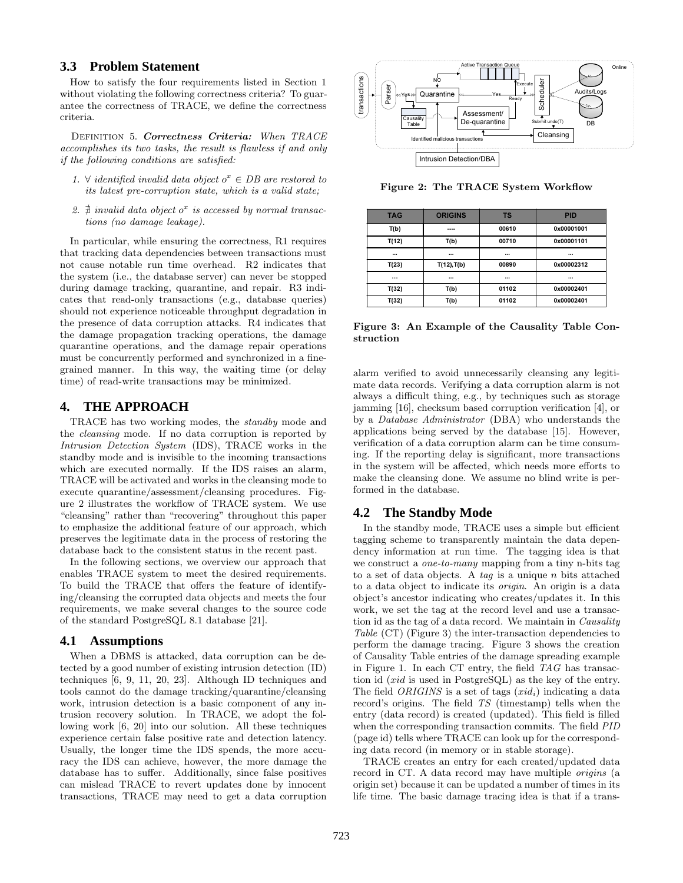### 3.3 Problem Statement

How to satisfy the four requirements listed in Section 1 without violating the following correctness criteria? To guarantee the correctness of TRACE, we define the correctness criteria.

DEFINITION 5. ***Correctness Criteria:*** *When TRACE accomplishes its two tasks, the result is flawless if and only if the following conditions are satisfied:*

1. *$\forall$ identified invalid data object $o^x \in DB$ are restored to its latest pre-corruption state, which is a valid state;*
2. *$\nexists$ invalid data object $o^x$ is accessed by normal transactions (no damage leakage).*

In particular, while ensuring the correctness, R1 requires that tracking data dependencies between transactions must not cause notable run time overhead. R2 indicates that the system (i.e., the database server) can never be stopped during damage tracking, quarantine, and repair. R3 indicates that read-only transactions (e.g., database queries) should not experience noticeable throughput degradation in the presence of data corruption attacks. R4 indicates that the damage propagation tracking operations, the damage quarantine operations, and the damage repair operations must be concurrently performed and synchronized in a fine-grained manner. In this way, the waiting time (or delay time) of read-write transactions may be minimized.

## 4. THE APPROACH

TRACE has two working modes, the *standby* mode and the *cleansing* mode. If no data corruption is reported by *Intrusion Detection System* (IDS), TRACE works in the standby mode and is invisible to the incoming transactions which are executed normally. If the IDS raises an alarm, TRACE will be activated and works in the cleansing mode to execute quarantine/assessment/cleansing procedures. Figure 2 illustrates the workflow of TRACE system. We use "cleansing" rather than "recovering" throughout this paper to emphasize the additional feature of our approach, which preserves the legitimate data in the process of restoring the database back to the consistent status in the recent past.

In the following sections, we overview our approach that enables TRACE system to meet the desired requirements. To build the TRACE that offers the feature of identifying/cleansing the corrupted data objects and meets the four requirements, we make several changes to the source code of the standard PostgreSQL 8.1 database [21].

### 4.1 Assumptions

When a DBMS is attacked, data corruption can be detected by a good number of existing intrusion detection (ID) techniques [6, 9, 11, 20, 23]. Although ID techniques and tools cannot do the damage tracking/quarantine/cleansing work, intrusion detection is a basic component of any intrusion recovery solution. In TRACE, we adopt the following work [6, 20] into our solution. All these techniques experience certain false positive rate and detection latency. Usually, the longer time the IDS spends, the more accuracy the IDS can achieve, however, the more damage the database has to suffer. Additionally, since false positives can mislead TRACE to revert updates done by innocent transactions, TRACE may need to get a data corruption alarm verified to avoid unnecessarily cleansing any legitimate data records. Verifying a data corruption alarm is not always a difficult thing, e.g., by techniques such as storage jamming [16], checksum based corruption verification [4], or by a *Database Administrator* (DBA) who understands the applications being served by the database [15]. However, verification of a data corruption alarm can be time consuming. If the reporting delay is significant, more transactions in the system will be affected, which needs more efforts to make the cleansing done. We assume no blind write is performed in the database.

Figure 2: The TRACE System Workflow

| TAG | ORIGINS | TS | PID |
|---|---|---|---|
| T(b) | ---- | 00610 | 0x00001001 |
| T(12) | T(b) | 00710 | 0x00001101 |
| ... | ... | ... | ... |
| T(23) | T(12),T(b) | 00890 | 0x00002312 |
| ... | ... | ... | ... |
| T(32) | T(b) | 01102 | 0x00002401 |
| T(32) | T(b) | 01102 | 0x00002401 |

Figure 3: An Example of the Causality Table Construction

### 4.2 The Standby Mode

In the standby mode, TRACE uses a simple but efficient tagging scheme to transparently maintain the data dependency information at run time. The tagging idea is that we construct a *one-to-many* mapping from a tiny n-bits tag to a set of data objects. A *tag* is a unique $n$ bits attached to a data object to indicate its *origin*. An origin is a data object's ancestor indicating who creates/updates it. In this work, we set the tag at the record level and use a transaction id as the tag of a data record. We maintain in *Causality Table* (CT) (Figure 3) the inter-transaction dependencies to perform the damage tracing. Figure 3 shows the creation of Causality Table entries of the damage spreading example in Figure 1. In each CT entry, the field *TAG* has transaction id (*xid* is used in PostgreSQL) as the key of the entry. The field *ORIGINS* is a set of tags ($xid_i$) indicating a data record's origins. The field *TS* (timestamp) tells when the entry (data record) is created (updated). This field is filled when the corresponding transaction commits. The field *PID* (page id) tells where TRACE can look up for the corresponding data record (in memory or in stable storage).

TRACE creates an entry for each created/updated data record in CT. A data record may have multiple *origins* (a origin set) because it can be updated a number of times in its life time. The basic damage tracing idea is that if a trans-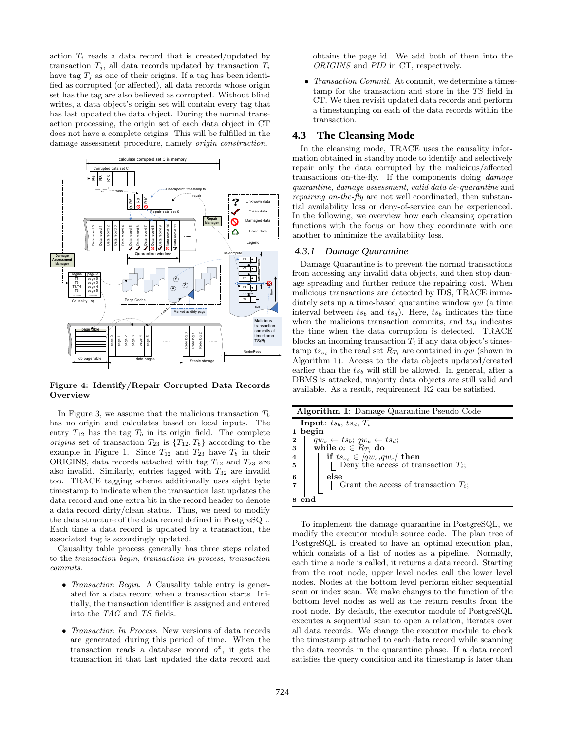action $T_i$ reads a data record that is created/updated by transaction $T_j$, all data records updated by transaction $T_i$ have tag $T_j$ as one of their origins. If a tag has been identified as corrupted (or affected), all data records whose origin set has the tag are also believed as corrupted. Without blind writes, a data object's origin set will contain every tag that has last updated the data object. During the normal transaction processing, the origin set of each data object in CT does not have a complete origins. This will be fulfilled in the damage assessment procedure, namely *origin construction*.

calculate corrupted set C in memory

Corrupted data set C

R5 R8 R10

copy

Checkpoint, timestamp ts

repair

R5 R8 R10

Repair data set S

Unknown data

Clean data

Damaged data

Fixed data

Legend

Repair Manager

Damage Assessment Manager

Data record 0, Data record 1, Data record 2, Data record 3, Data record 4, Data record 5, Data record 6, Data record 7, Data record 8, Data record 9, Data record 10, Data record 11 ......

Quarantine window

Re-compute

Y1, Y2, Y3, Y4, Yi, null

Quarantine Window

Time

| origins | page id |
|---|---|
| T1 | page 0 |
| T3 | page 3 |
| T3,T4 | page 4 |
| T6 | page 5 |
| ...... | ...... |

Causality Log

Y X Z

Page Cache

Load

Marked as dirty page

Malicious transaction commits at timestamp TS(B)

page table

page 0, page 1, page 2, page 3, page 4, page 5 ......

Redo log 0, Redo log 1, Redo log 2 ......

Undo/Redo

db page table

data pages

Stable storage

**Figure 4: Identify/Repair Corrupted Data Records Overview**

In Figure 3, we assume that the malicious transaction $T_b$ has no origin and calculates based on local inputs. The entry $T_{12}$ has the tag $T_b$ in its origin field. The complete *origins* set of transaction $T_{23}$ is $\{T_{12}, T_b\}$ according to the example in Figure 1. Since $T_{12}$ and $T_{23}$ have $T_b$ in their ORIGINS, data records attached with tag $T_{12}$ and $T_{23}$ are also invalid. Similarly, entries tagged with $T_{32}$ are invalid too. TRACE tagging scheme additionally uses eight byte timestamp to indicate when the transaction last updates the data record and one extra bit in the record header to denote a data record dirty/clean status. Thus, we need to modify the data structure of the data record defined in PostgreSQL. Each time a data record is updated by a transaction, the associated tag is accordingly updated.

Causality table process generally has three steps related to the *transaction begin*, *transaction in process*, *transaction commits*.

- *Transaction Begin*. A Causality table entry is generated for a data record when a transaction starts. Initially, the transaction identifier is assigned and entered into the *TAG* and *TS* fields.
- *Transaction In Process*. New versions of data records are generated during this period of time. When the transaction reads a database record $o^x$, it gets the transaction id that last updated the data record and obtains the page id. We add both of them into the *ORIGINS* and *PID* in CT, respectively.
- *Transaction Commit*. At commit, we determine a timestamp for the transaction and store in the *TS* field in CT. We then revisit updated data records and perform a timestamping on each of the data records within the transaction.

## 4.3 The Cleansing Mode

In the cleansing mode, TRACE uses the causality information obtained in standby mode to identify and selectively repair only the data corrupted by the malicious/affected transactions on-the-fly. If the components doing *damage quarantine*, *damage assessment*, *valid data de-quarantine* and *repairing on-the-fly* are not well coordinated, then substantial availability loss or deny-of-service can be experienced. In the following, we overview how each cleansing operation functions with the focus on how they coordinate with one another to minimize the availability loss.

### 4.3.1 Damage Quarantine

Damage Quarantine is to prevent the normal transactions from accessing any invalid data objects, and then stop damage spreading and further reduce the repairing cost. When malicious transactions are detected by IDS, TRACE immediately sets up a time-based quarantine window $qw$ (a time interval between $ts_b$ and $ts_d$). Here, $ts_b$ indicates the time when the malicious transaction commits, and $ts_d$ indicates the time when the data corruption is detected. TRACE blocks an incoming transaction $T_i$ if any data object's timestamp $ts_{o_i}$ in the read set $R_{T_i}$ are contained in $qw$ (shown in Algorithm 1). Access to the data objects updated/created earlier than the $ts_b$ will still be allowed. In general, after a DBMS is attacked, majority data objects are still valid and available. As a result, requirement R2 can be satisfied.

**Algorithm 1**: Damage Quarantine Pseudo Code

```
  Input: ts_b, ts_d, T_i
1 begin
2   qw_s ← ts_b; qw_e ← ts_d;
3   while o_i ∈ R_{T_i} do
4     if ts_{o_i} ∈ [qw_s, qw_e] then
5       Deny the access of transaction T_i;
6     else
7       Grant the access of transaction T_i;
8 end
```

To implement the damage quarantine in PostgreSQL, we modify the executor module source code. The plan tree of PostgreSQL is created to have an optimal execution plan, which consists of a list of nodes as a pipeline. Normally, each time a node is called, it returns a data record. Starting from the root node, upper level nodes call the lower level nodes. Nodes at the bottom level perform either sequential scan or index scan. We make changes to the function of the bottom level nodes as well as the return results from the root node. By default, the executor module of PostgreSQL executes a sequential scan to open a relation, iterates over all data records. We change the executor module to check the timestamp attached to each data record while scanning the data records in the quarantine phase. If a data record satisfies the query condition and its timestamp is later than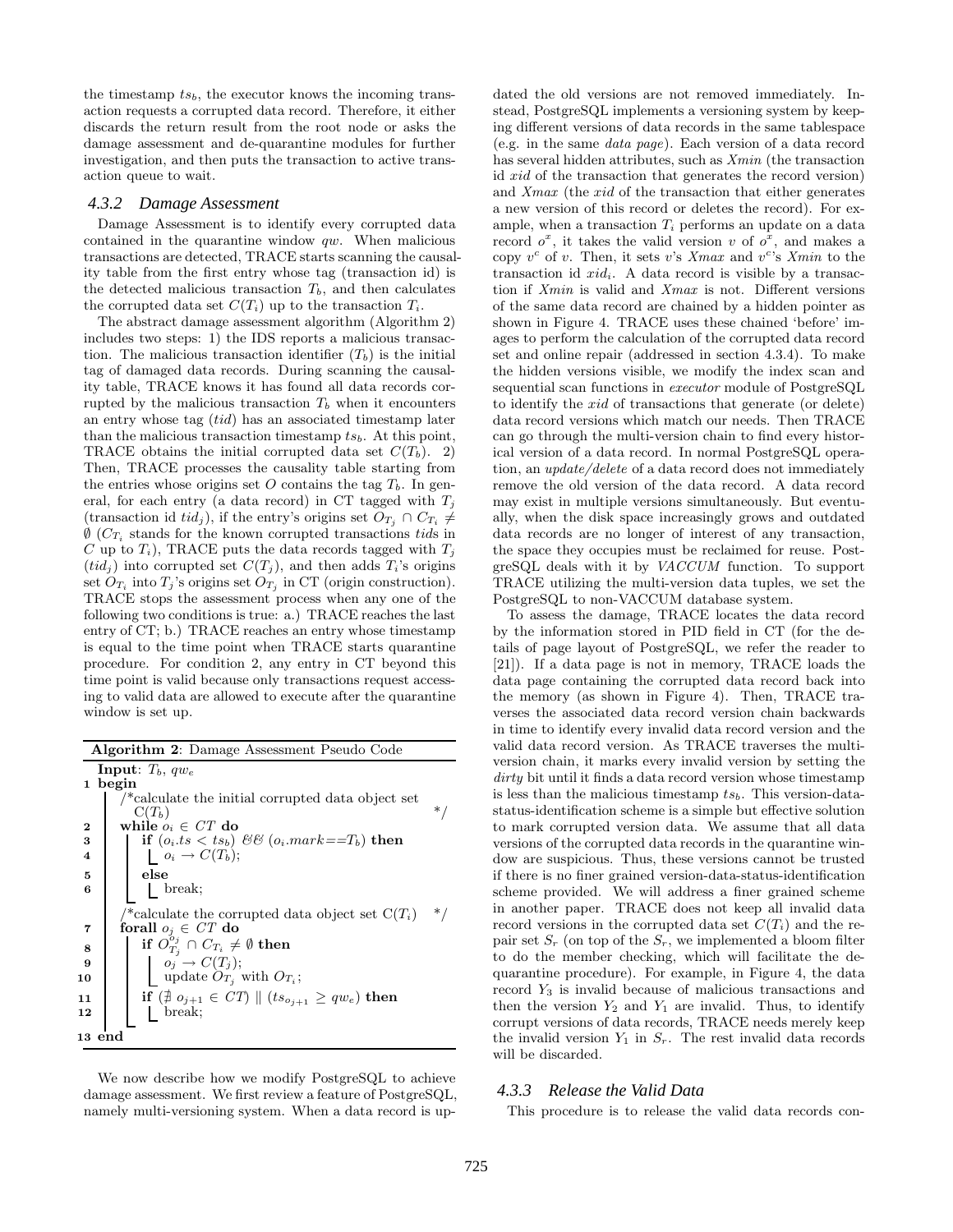the timestamp $ts_b$, the executor knows the incoming transaction requests a corrupted data record. Therefore, it either discards the return result from the root node or asks the damage assessment and de-quarantine modules for further investigation, and then puts the transaction to active transaction queue to wait.

#### 4.3.2 Damage Assessment

Damage Assessment is to identify every corrupted data contained in the quarantine window $qw$. When malicious transactions are detected, TRACE starts scanning the causality table from the first entry whose tag (transaction id) is the detected malicious transaction $T_b$, and then calculates the corrupted data set $C(T_i)$ up to the transaction $T_i$.

The abstract damage assessment algorithm (Algorithm 2) includes two steps: 1) the IDS reports a malicious transaction. The malicious transaction identifier ($T_b$) is the initial tag of damaged data records. During scanning the causality table, TRACE knows it has found all data records corrupted by the malicious transaction $T_b$ when it encounters an entry whose tag ($tid$) has an associated timestamp later than the malicious transaction timestamp $ts_b$. At this point, TRACE obtains the initial corrupted data set $C(T_b)$. 2) Then, TRACE processes the causality table starting from the entries whose origins set $O$ contains the tag $T_b$. In general, for each entry (a data record) in CT tagged with $T_j$ (transaction id $tid_j$), if the entry's origins set $O_{T_j} \cap C_{T_i} \neq \emptyset$ ($C_{T_i}$ stands for the known corrupted transactions $tid$s in $C$ up to $T_i$), TRACE puts the data records tagged with $T_j$ ($tid_j$) into corrupted set $C(T_j)$, and then adds $T_i$'s origins set $O_{T_i}$ into $T_j$'s origins set $O_{T_j}$ in CT (origin construction). TRACE stops the assessment process when any one of the following two conditions is true: a.) TRACE reaches the last entry of CT; b.) TRACE reaches an entry whose timestamp is equal to the time point when TRACE starts quarantine procedure. For condition 2, any entry in CT beyond this time point is valid because only transactions request accessing to valid data are allowed to execute after the quarantine window is set up.

**Algorithm 2**: Damage Assessment Pseudo Code

```
   Input: T_b, qw_e
1  begin
       /*calculate the initial corrupted data object set C(T_b)   */
2      while o_i ∈ CT do
3          if (o_i.ts < ts_b) && (o_i.mark==T_b) then
4              o_i → C(T_b);
5          else
6              break;
       /*calculate the corrupted data object set C(T_i)   */
7      forall o_j ∈ CT do
8          if O_{T_j}^{o_j} ∩ C_{T_i} ≠ ∅ then
9              o_j → C(T_j);
10             update O_{T_j} with O_{T_i};
11         if (∄ o_{j+1} ∈ CT) || (ts_{o_{j+1}} ≥ qw_e) then
12             break;
13 end
```

We now describe how we modify PostgreSQL to achieve damage assessment. We first review a feature of PostgreSQL, namely multi-versioning system. When a data record is updated the old versions are not removed immediately. Instead, PostgreSQL implements a versioning system by keeping different versions of data records in the same tablespace (e.g. in the same *data page*). Each version of a data record has several hidden attributes, such as *Xmin* (the transaction id *xid* of the transaction that generates the record version) and *Xmax* (the *xid* of the transaction that either generates a new version of this record or deletes the record). For example, when a transaction $T_i$ performs an update on a data record $o^x$, it takes the valid version $v$ of $o^x$, and makes a copy $v^c$ of $v$. Then, it sets $v$'s *Xmax* and $v^c$'s *Xmin* to the transaction id $xid_i$. A data record is visible by a transaction if *Xmin* is valid and *Xmax* is not. Different versions of the same data record are chained by a hidden pointer as shown in Figure 4. TRACE uses these chained 'before' images to perform the calculation of the corrupted data record set and online repair (addressed in section 4.3.4). To make the hidden versions visible, we modify the index scan and sequential scan functions in *executor* module of PostgreSQL to identify the *xid* of transactions that generate (or delete) data record versions which match our needs. Then TRACE can go through the multi-version chain to find every historical version of a data record. In normal PostgreSQL operation, an *update/delete* of a data record does not immediately remove the old version of the data record. A data record may exist in multiple versions simultaneously. But eventually, when the disk space increasingly grows and outdated data records are no longer of interest of any transaction, the space they occupies must be reclaimed for reuse. PostgreSQL deals with it by *VACCUM* function. To support TRACE utilizing the multi-version data tuples, we set the PostgreSQL to non-VACCUM database system.

To assess the damage, TRACE locates the data record by the information stored in PID field in CT (for the details of page layout of PostgreSQL, we refer the reader to [21]). If a data page is not in memory, TRACE loads the data page containing the corrupted data record back into the memory (as shown in Figure 4). Then, TRACE traverses the associated data record version chain backwards in time to identify every invalid data record version and the valid data record version. As TRACE traverses the multi-version chain, it marks every invalid version by setting the *dirty* bit until it finds a data record version whose timestamp is less than the malicious timestamp $ts_b$. This version-data-status-identification scheme is a simple but effective solution to mark corrupted version data. We assume that all data versions of the corrupted data records in the quarantine window are suspicious. Thus, these versions cannot be trusted if there is no finer grained version-data-status-identification scheme provided. We will address a finer grained scheme in another paper. TRACE does not keep all invalid data record versions in the corrupted data set $C(T_i)$ and the repair set $S_r$ (on top of the $S_r$, we implemented a bloom filter to do the member checking, which will facilitate the de-quarantine procedure). For example, in Figure 4, the data record $Y_3$ is invalid because of malicious transactions and then the version $Y_2$ and $Y_1$ are invalid. Thus, to identify corrupt versions of data records, TRACE needs merely keep the invalid version $Y_1$ in $S_r$. The rest invalid data records will be discarded.

#### 4.3.3 Release the Valid Data

This procedure is to release the valid data records con-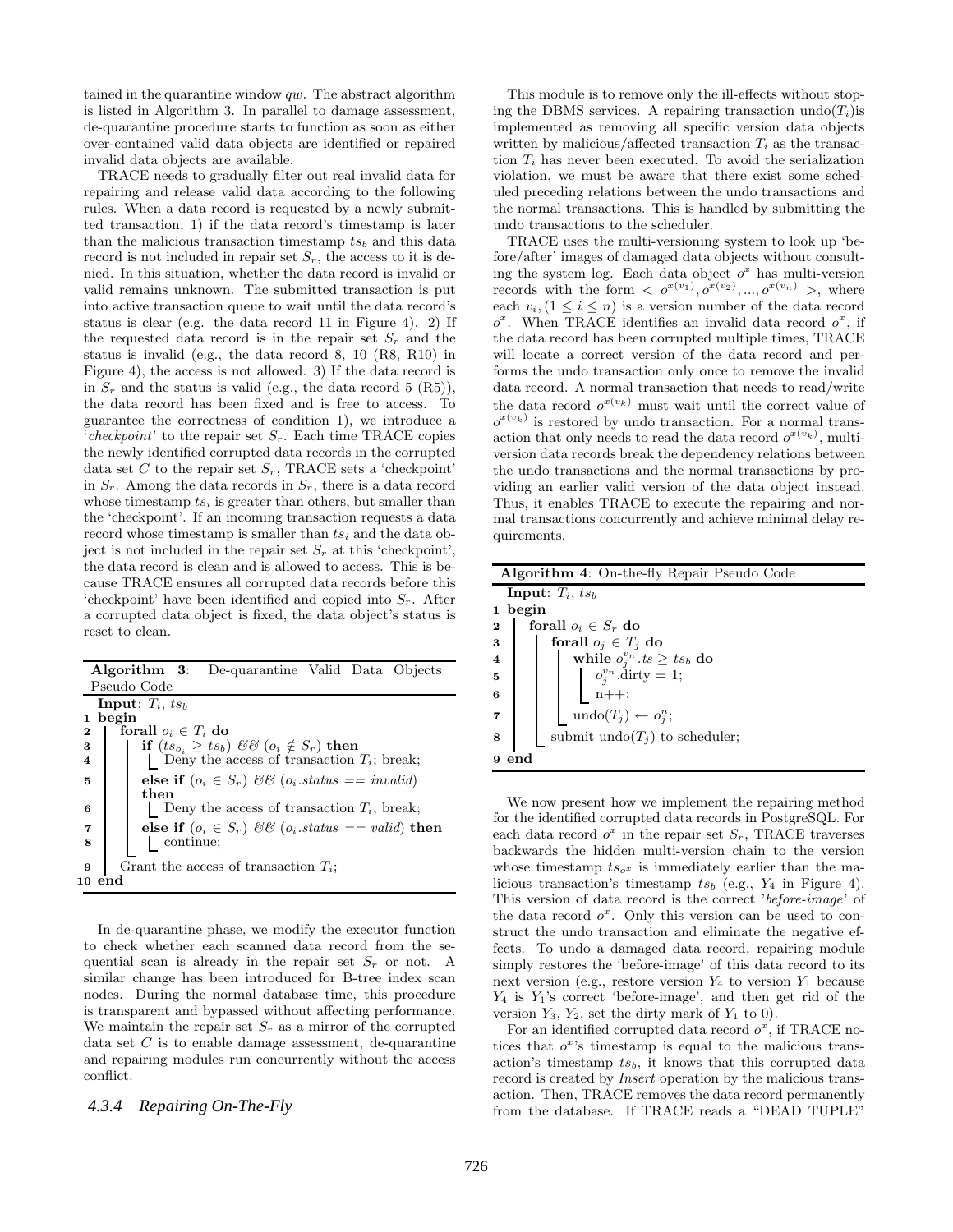tained in the quarantine window $qw$. The abstract algorithm is listed in Algorithm 3. In parallel to damage assessment, de-quarantine procedure starts to function as soon as either over-contained valid data objects are identified or repaired invalid data objects are available.

TRACE needs to gradually filter out real invalid data for repairing and release valid data according to the following rules. When a data record is requested by a newly submitted transaction, 1) if the data record's timestamp is later than the malicious transaction timestamp $ts_b$ and this data record is not included in repair set $S_r$, the access to it is denied. In this situation, whether the data record is invalid or valid remains unknown. The submitted transaction is put into active transaction queue to wait until the data record's status is clear (e.g. the data record 11 in Figure 4). 2) If the requested data record is in the repair set $S_r$ and the status is invalid (e.g., the data record 8, 10 (R8, R10) in Figure 4), the access is not allowed. 3) If the data record is in $S_r$ and the status is valid (e.g., the data record 5 (R5)), the data record has been fixed and is free to access. To guarantee the correctness of condition 1), we introduce a '*checkpoint*' to the repair set $S_r$. Each time TRACE copies the newly identified corrupted data records in the corrupted data set $C$ to the repair set $S_r$, TRACE sets a 'checkpoint' in $S_r$. Among the data records in $S_r$, there is a data record whose timestamp $ts_i$ is greater than others, but smaller than the 'checkpoint'. If an incoming transaction requests a data record whose timestamp is smaller than $ts_i$ and the data object is not included in the repair set $S_r$ at this 'checkpoint', the data record is clean and is allowed to access. This is because TRACE ensures all corrupted data records before this 'checkpoint' have been identified and copied into $S_r$. After a corrupted data object is fixed, the data object's status is reset to clean.

**Algorithm 3**: De-quarantine Valid Data Objects Pseudo Code

```
Input: T_i, ts_b
1  begin
2    forall o_i ∈ T_i do
3      if (ts_{o_i} ≥ ts_b) && (o_i ∉ S_r) then
4        Deny the access of transaction T_i; break;
5      else if (o_i ∈ S_r) && (o_i.status == invalid) then
6        Deny the access of transaction T_i; break;
7      else if (o_i ∈ S_r) && (o_i.status == valid) then
8        continue;
9    Grant the access of transaction T_i;
10 end
```

In de-quarantine phase, we modify the executor function to check whether each scanned data record from the sequential scan is already in the repair set $S_r$ or not. A similar change has been introduced for B-tree index scan nodes. During the normal database time, this procedure is transparent and bypassed without affecting performance. We maintain the repair set $S_r$ as a mirror of the corrupted data set $C$ is to enable damage assessment, de-quarantine and repairing modules run concurrently without the access conflict.

#### 4.3.4 Repairing On-The-Fly

This module is to remove only the ill-effects without stoping the DBMS services. A repairing transaction undo($T_i$)is implemented as removing all specific version data objects written by malicious/affected transaction $T_i$ as the transaction $T_i$ has never been executed. To avoid the serialization violation, we must be aware that there exist some scheduled preceding relations between the undo transactions and the normal transactions. This is handled by submitting the undo transactions to the scheduler.

TRACE uses the multi-versioning system to look up 'before/after' images of damaged data objects without consulting the system log. Each data object $o^x$ has multi-version records with the form $< o^{x(v_1)}, o^{x(v_2)}, ..., o^{x(v_n)} >$, where each $v_i, (1 \leq i \leq n)$ is a version number of the data record $o^x$. When TRACE identifies an invalid data record $o^x$, if the data record has been corrupted multiple times, TRACE will locate a correct version of the data record and performs the undo transaction only once to remove the invalid data record. A normal transaction that needs to read/write the data record $o^{x(v_k)}$ must wait until the correct value of $o^{x(v_k)}$ is restored by undo transaction. For a normal transaction that only needs to read the data record $o^{x(v_k)}$, multi-version data records break the dependency relations between the undo transactions and the normal transactions by providing an earlier valid version of the data object instead. Thus, it enables TRACE to execute the repairing and normal transactions concurrently and achieve minimal delay requirements.

**Algorithm 4**: On-the-fly Repair Pseudo Code

```
Input: T_i, ts_b
1  begin
2    forall o_i ∈ S_r do
3      forall o_j ∈ T_j do
4        while o_j^{v_n}.ts ≥ ts_b do
5          o_j^{v_n}.dirty = 1;
6          n++;
7        undo(T_j) ← o_j^n;
8      submit undo(T_j) to scheduler;
9  end
```

We now present how we implement the repairing method for the identified corrupted data records in PostgreSQL. For each data record $o^x$ in the repair set $S_r$, TRACE traverses backwards the hidden multi-version chain to the version whose timestamp $ts_{o^x}$ is immediately earlier than the malicious transaction's timestamp $ts_b$ (e.g., $Y_4$ in Figure 4). This version of data record is the correct '*before-image*' of the data record $o^x$. Only this version can be used to construct the undo transaction and eliminate the negative effects. To undo a damaged data record, repairing module simply restores the 'before-image' of this data record to its next version (e.g., restore version $Y_4$ to version $Y_1$ because $Y_4$ is $Y_1$'s correct 'before-image', and then get rid of the version $Y_3$, $Y_2$, set the dirty mark of $Y_1$ to 0).

For an identified corrupted data record $o^x$, if TRACE notices that $o^x$'s timestamp is equal to the malicious transaction's timestamp $ts_b$, it knows that this corrupted data record is created by *Insert* operation by the malicious transaction. Then, TRACE removes the data record permanently from the database. If TRACE reads a "DEAD TUPLE"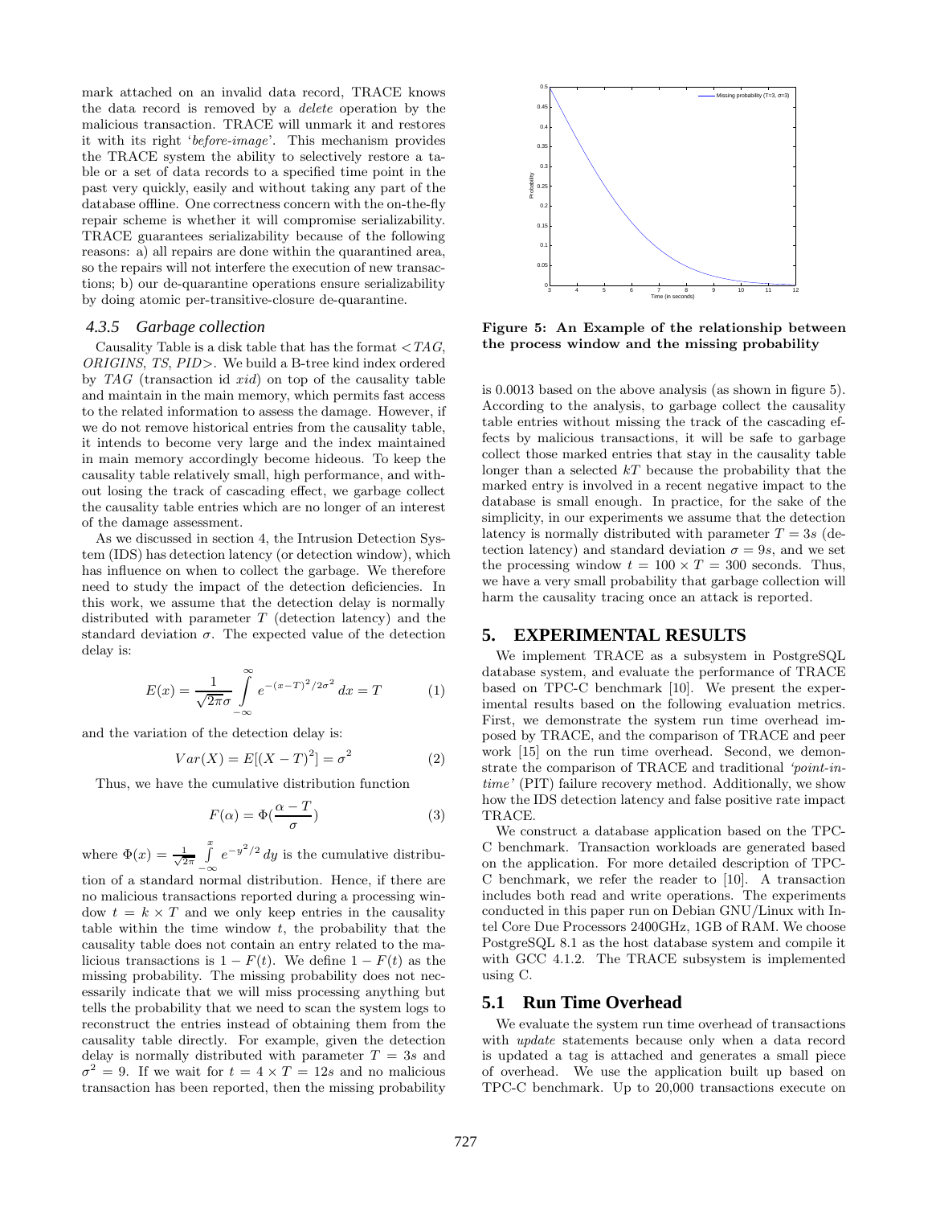mark attached on an invalid data record, TRACE knows the data record is removed by a *delete* operation by the malicious transaction. TRACE will unmark it and restores it with its right '*before-image*'. This mechanism provides the TRACE system the ability to selectively restore a table or a set of data records to a specified time point in the past very quickly, easily and without taking any part of the database offline. One correctness concern with the on-the-fly repair scheme is whether it will compromise serializability. TRACE guarantees serializability because of the following reasons: a) all repairs are done within the quarantined area, so the repairs will not interfere the execution of new transactions; b) our de-quarantine operations ensure serializability by doing atomic per-transitive-closure de-quarantine.

### 4.3.5 Garbage collection

Causality Table is a disk table that has the format <*TAG*, *ORIGINS*, *TS*, *PID*>. We build a B-tree kind index ordered by *TAG* (transaction id *xid*) on top of the causality table and maintain in the main memory, which permits fast access to the related information to assess the damage. However, if we do not remove historical entries from the causality table, it intends to become very large and the index maintained in main memory accordingly become hideous. To keep the causality table relatively small, high performance, and without losing the track of cascading effect, we garbage collect the causality table entries which are no longer of an interest of the damage assessment.

As we discussed in section 4, the Intrusion Detection System (IDS) has detection latency (or detection window), which has influence on when to collect the garbage. We therefore need to study the impact of the detection deficiencies. In this work, we assume that the detection delay is normally distributed with parameter $T$ (detection latency) and the standard deviation $\sigma$. The expected value of the detection delay is:

$$E(x) = \frac{1}{\sqrt{2\pi}\sigma} \int_{-\infty}^{\infty} e^{-(x-T)^2/2\sigma^2}\, dx = T \tag{1}$$

and the variation of the detection delay is:

$$Var(X) = E[(X - T)^2] = \sigma^2 \tag{2}$$

Thus, we have the cumulative distribution function

$$F(\alpha) = \Phi(\frac{\alpha - T}{\sigma}) \tag{3}$$

where $\Phi(x) = \frac{1}{\sqrt{2\pi}} \int_{-\infty}^{x} e^{-y^2/2}\, dy$ is the cumulative distribution of a standard normal distribution. Hence, if there are no malicious transactions reported during a processing window $t = k \times T$ and we only keep entries in the causality table within the time window $t$, the probability that the causality table does not contain an entry related to the malicious transactions is $1 - F(t)$. We define $1 - F(t)$ as the missing probability. The missing probability does not necessarily indicate that we will miss processing anything but tells the probability that we need to scan the system logs to reconstruct the entries instead of obtaining them from the causality table directly. For example, given the detection delay is normally distributed with parameter $T = 3s$ and $\sigma^2 = 9$. If we wait for $t = 4 \times T = 12s$ and no malicious transaction has been reported, then the missing probability is 0.0013 based on the above analysis (as shown in figure 5). According to the analysis, to garbage collect the causality table entries without missing the track of the cascading effects by malicious transactions, it will be safe to garbage collect those marked entries that stay in the causality table longer than a selected $kT$ because the probability that the marked entry is involved in a recent negative impact to the database is small enough. In practice, for the sake of the simplicity, in our experiments we assume that the detection latency is normally distributed with parameter $T = 3s$ (detection latency) and standard deviation $\sigma = 9s$, and we set the processing window $t = 100 \times T = 300$ seconds. Thus, we have a very small probability that garbage collection will harm the causality tracing once an attack is reported.

**Figure 5: An Example of the relationship between the process window and the missing probability**

## 5. EXPERIMENTAL RESULTS

We implement TRACE as a subsystem in PostgreSQL database system, and evaluate the performance of TRACE based on TPC-C benchmark [10]. We present the experimental results based on the following evaluation metrics. First, we demonstrate the system run time overhead imposed by TRACE, and the comparison of TRACE and peer work [15] on the run time overhead. Second, we demonstrate the comparison of TRACE and traditional *'point-in-time'* (PIT) failure recovery method. Additionally, we show how the IDS detection latency and false positive rate impact TRACE.

We construct a database application based on the TPC-C benchmark. Transaction workloads are generated based on the application. For more detailed description of TPC-C benchmark, we refer the reader to [10]. A transaction includes both read and write operations. The experiments conducted in this paper run on Debian GNU/Linux with Intel Core Due Processors 2400GHz, 1GB of RAM. We choose PostgreSQL 8.1 as the host database system and compile it with GCC 4.1.2. The TRACE subsystem is implemented using C.

## 5.1 Run Time Overhead

We evaluate the system run time overhead of transactions with *update* statements because only when a data record is updated a tag is attached and generates a small piece of overhead. We use the application built up based on TPC-C benchmark. Up to 20,000 transactions execute on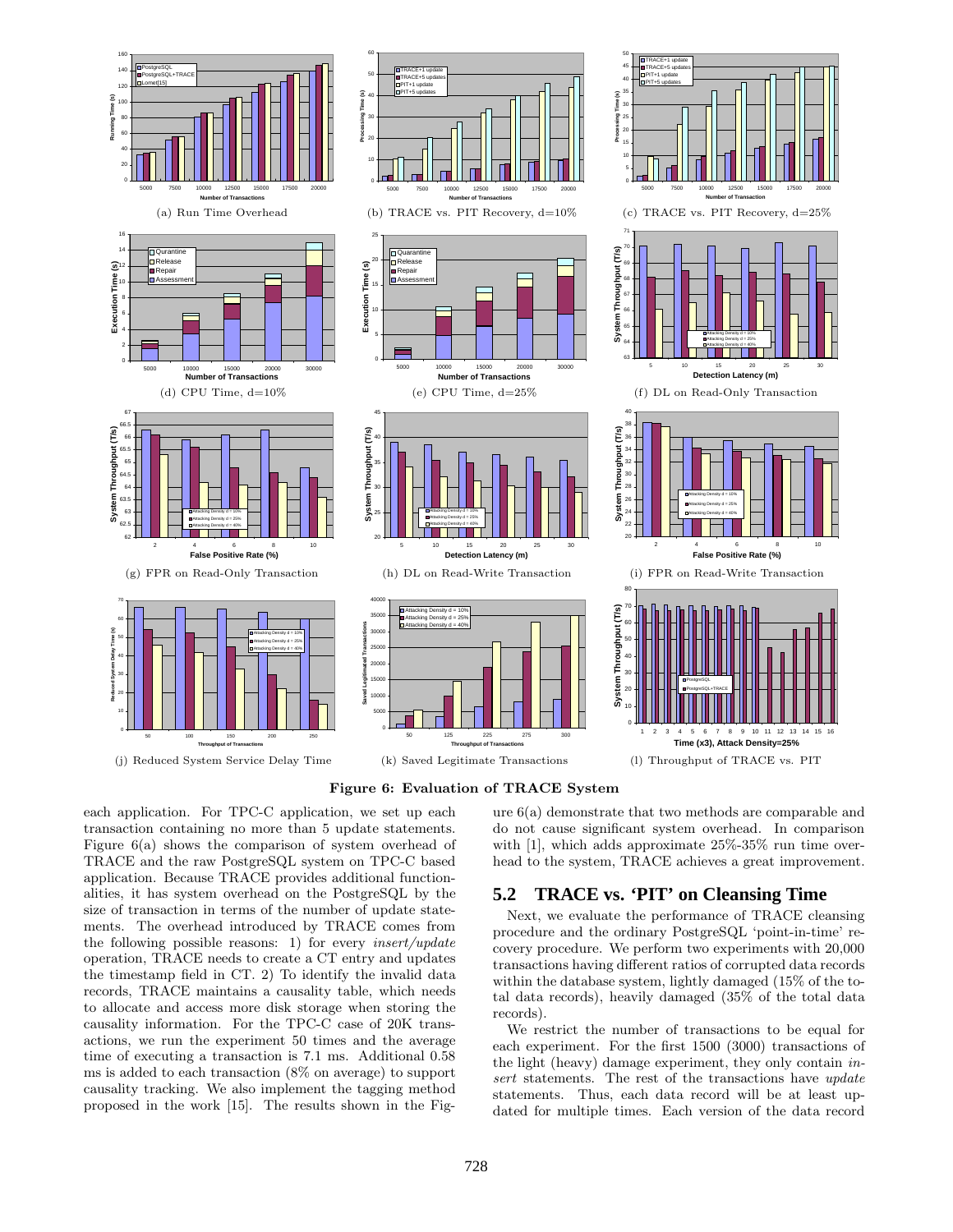(a) Run Time Overhead

(b) TRACE vs. PIT Recovery, d=10%

(c) TRACE vs. PIT Recovery, d=25%

(d) CPU Time, d=10%

(e) CPU Time, d=25%

(f) DL on Read-Only Transaction

(g) FPR on Read-Only Transaction

(h) DL on Read-Write Transaction

(i) FPR on Read-Write Transaction

(j) Reduced System Service Delay Time

(k) Saved Legitimate Transactions

(l) Throughput of TRACE vs. PIT

**Figure 6: Evaluation of TRACE System**

each application. For TPC-C application, we set up each transaction containing no more than 5 update statements. Figure 6(a) shows the comparison of system overhead of TRACE and the raw PostgreSQL system on TPC-C based application. Because TRACE provides additional functionalities, it has system overhead on the PostgreSQL by the size of transaction in terms of the number of update statements. The overhead introduced by TRACE comes from the following possible reasons: 1) for every *insert/update* operation, TRACE needs to create a CT entry and updates the timestamp field in CT. 2) To identify the invalid data records, TRACE maintains a causality table, which needs to allocate and access more disk storage when storing the causality information. For the TPC-C case of 20K transactions, we run the experiment 50 times and the average time of executing a transaction is 7.1 ms. Additional 0.58 ms is added to each transaction (8% on average) to support causality tracking. We also implement the tagging method proposed in the work [15]. The results shown in the Figure 6(a) demonstrate that two methods are comparable and do not cause significant system overhead. In comparison with [1], which adds approximate 25%-35% run time overhead to the system, TRACE achieves a great improvement.

## 5.2 TRACE vs. 'PIT' on Cleansing Time

Next, we evaluate the performance of TRACE cleansing procedure and the ordinary PostgreSQL 'point-in-time' recovery procedure. We perform two experiments with 20,000 transactions having different ratios of corrupted data records within the database system, lightly damaged (15% of the total data records), heavily damaged (35% of the total data records).

We restrict the number of transactions to be equal for each experiment. For the first 1500 (3000) transactions of the light (heavy) damage experiment, they only contain *insert* statements. The rest of the transactions have *update* statements. Thus, each data record will be at least updated for multiple times. Each version of the data record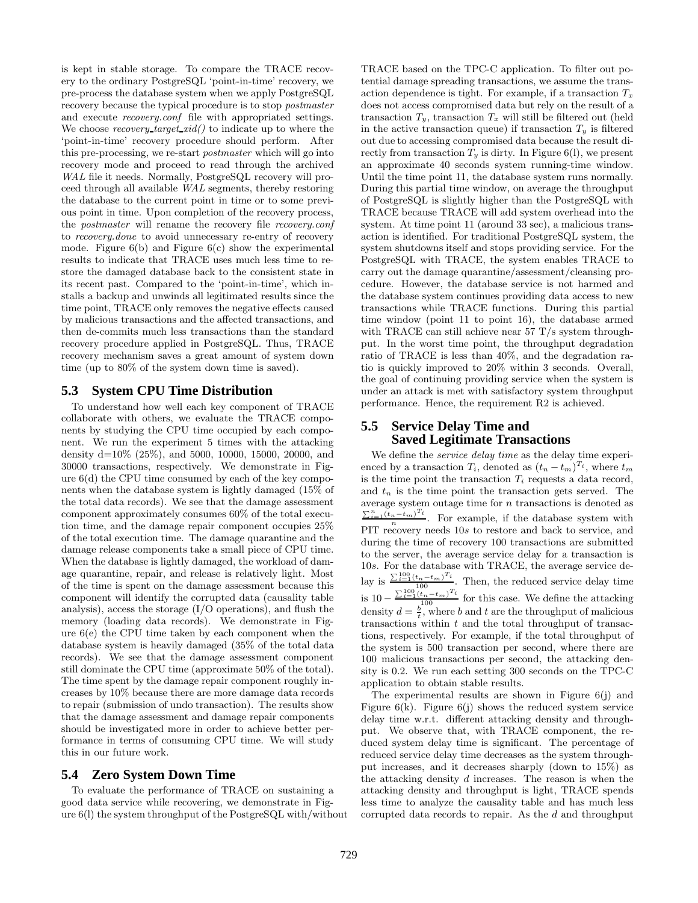is kept in stable storage. To compare the TRACE recovery to the ordinary PostgreSQL 'point-in-time' recovery, we pre-process the database system when we apply PostgreSQL recovery because the typical procedure is to stop *postmaster* and execute *recovery.conf* file with appropriated settings. We choose *recovery_target_xid()* to indicate up to where the 'point-in-time' recovery procedure should perform. After this pre-processing, we re-start *postmaster* which will go into recovery mode and proceed to read through the archived *WAL* file it needs. Normally, PostgreSQL recovery will proceed through all available *WAL* segments, thereby restoring the database to the current point in time or to some previous point in time. Upon completion of the recovery process, the *postmaster* will rename the recovery file *recovery.conf* to *recovery.done* to avoid unnecessary re-entry of recovery mode. Figure 6(b) and Figure 6(c) show the experimental results to indicate that TRACE uses much less time to restore the damaged database back to the consistent state in its recent past. Compared to the 'point-in-time', which installs a backup and unwinds all legitimated results since the time point, TRACE only removes the negative effects caused by malicious transactions and the affected transactions, and then de-commits much less transactions than the standard recovery procedure applied in PostgreSQL. Thus, TRACE recovery mechanism saves a great amount of system down time (up to 80% of the system down time is saved).

## 5.3 System CPU Time Distribution

To understand how well each key component of TRACE collaborate with others, we evaluate the TRACE components by studying the CPU time occupied by each component. We run the experiment 5 times with the attacking density d=10% (25%), and 5000, 10000, 15000, 20000, and 30000 transactions, respectively. We demonstrate in Figure 6(d) the CPU time consumed by each of the key components when the database system is lightly damaged (15% of the total data records). We see that the damage assessment component approximately consumes 60% of the total execution time, and the damage repair component occupies 25% of the total execution time. The damage quarantine and the damage release components take a small piece of CPU time. When the database is lightly damaged, the workload of damage quarantine, repair, and release is relatively light. Most of the time is spent on the damage assessment because this component will identify the corrupted data (causality table analysis), access the storage (I/O operations), and flush the memory (loading data records). We demonstrate in Figure 6(e) the CPU time taken by each component when the database system is heavily damaged (35% of the total data records). We see that the damage assessment component still dominate the CPU time (approximate 50% of the total). The time spent by the damage repair component roughly increases by 10% because there are more damage data records to repair (submission of undo transaction). The results show that the damage assessment and damage repair components should be investigated more in order to achieve better performance in terms of consuming CPU time. We will study this in our future work.

## 5.4 Zero System Down Time

To evaluate the performance of TRACE on sustaining a good data service while recovering, we demonstrate in Figure 6(l) the system throughput of the PostgreSQL with/without TRACE based on the TPC-C application. To filter out potential damage spreading transactions, we assume the transaction dependence is tight. For example, if a transaction $T_x$ does not access compromised data but rely on the result of a transaction $T_y$, transaction $T_x$ will still be filtered out (held in the active transaction queue) if transaction $T_y$ is filtered out due to accessing compromised data because the result directly from transaction $T_y$ is dirty. In Figure 6(l), we present an approximate 40 seconds system running-time window. Until the time point 11, the database system runs normally. During this partial time window, on average the throughput of PostgreSQL is slightly higher than the PostgreSQL with TRACE because TRACE will add system overhead into the system. At time point 11 (around 33 sec), a malicious transaction is identified. For traditional PostgreSQL system, the system shutdowns itself and stops providing service. For the PostgreSQL with TRACE, the system enables TRACE to carry out the damage quarantine/assessment/cleansing procedure. However, the database service is not harmed and the database system continues providing data access to new transactions while TRACE functions. During this partial time window (point 11 to point 16), the database armed with TRACE can still achieve near 57 T/s system throughput. In the worst time point, the throughput degradation ratio of TRACE is less than 40%, and the degradation ratio is quickly improved to 20% within 3 seconds. Overall, the goal of continuing providing service when the system is under an attack is met with satisfactory system throughput performance. Hence, the requirement R2 is achieved.

## 5.5 Service Delay Time and Saved Legitimate Transactions

We define the *service delay time* as the delay time experienced by a transaction $T_i$, denoted as $(t_n - t_m)^{T_i}$, where $t_m$ is the time point the transaction $T_i$ requests a data record, and $t_n$ is the time point the transaction gets served. The average system outage time for $n$ transactions is denoted as $\frac{\sum_{i=1}^{n}(t_n-t_m)^{T_i}}{n}$. For example, if the database system with PIT recovery needs $10s$ to restore and back to service, and during the time of recovery 100 transactions are submitted to the server, the average service delay for a transaction is $10s$. For the database with TRACE, the average service delay is $\frac{\sum_{i=1}^{100}(t_n-t_m)^{T_i}}{100}$. Then, the reduced service delay time is $10 - \frac{\sum_{i=1}^{100}(t_n-t_m)^{T_i}}{100}$ for this case. We define the attacking density $d = \frac{b}{t}$, where $b$ and $t$ are the throughput of malicious transactions within $t$ and the total throughput of transactions, respectively. For example, if the total throughput of the system is 500 transaction per second, where there are 100 malicious transactions per second, the attacking density is 0.2. We run each setting 300 seconds on the TPC-C application to obtain stable results.

The experimental results are shown in Figure 6(j) and Figure 6(k). Figure 6(j) shows the reduced system service delay time w.r.t. different attacking density and throughput. We observe that, with TRACE component, the reduced system delay time is significant. The percentage of reduced service delay time decreases as the system throughput increases, and it decreases sharply (down to 15%) as the attacking density $d$ increases. The reason is when the attacking density and throughput is light, TRACE spends less time to analyze the causality table and has much less corrupted data records to repair. As the $d$ and throughput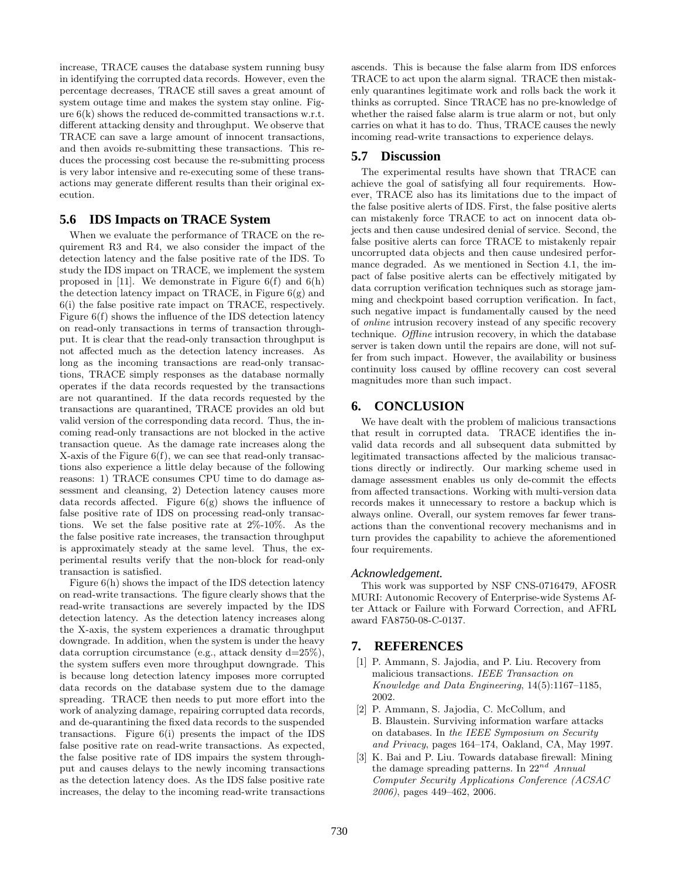increase, TRACE causes the database system running busy in identifying the corrupted data records. However, even the percentage decreases, TRACE still saves a great amount of system outage time and makes the system stay online. Figure 6(k) shows the reduced de-committed transactions w.r.t. different attacking density and throughput. We observe that TRACE can save a large amount of innocent transactions, and then avoids re-submitting these transactions. This reduces the processing cost because the re-submitting process is very labor intensive and re-executing some of these transactions may generate different results than their original execution.

## 5.6 IDS Impacts on TRACE System

When we evaluate the performance of TRACE on the requirement R3 and R4, we also consider the impact of the detection latency and the false positive rate of the IDS. To study the IDS impact on TRACE, we implement the system proposed in [11]. We demonstrate in Figure 6(f) and 6(h) the detection latency impact on TRACE, in Figure 6(g) and 6(i) the false positive rate impact on TRACE, respectively. Figure 6(f) shows the influence of the IDS detection latency on read-only transactions in terms of transaction throughput. It is clear that the read-only transaction throughput is not affected much as the detection latency increases. As long as the incoming transactions are read-only transactions, TRACE simply responses as the database normally operates if the data records requested by the transactions are not quarantined. If the data records requested by the transactions are quarantined, TRACE provides an old but valid version of the corresponding data record. Thus, the incoming read-only transactions are not blocked in the active transaction queue. As the damage rate increases along the X-axis of the Figure 6(f), we can see that read-only transactions also experience a little delay because of the following reasons: 1) TRACE consumes CPU time to do damage assessment and cleansing, 2) Detection latency causes more data records affected. Figure 6(g) shows the influence of false positive rate of IDS on processing read-only transactions. We set the false positive rate at 2%-10%. As the the false positive rate increases, the transaction throughput is approximately steady at the same level. Thus, the experimental results verify that the non-block for read-only transaction is satisfied.

Figure 6(h) shows the impact of the IDS detection latency on read-write transactions. The figure clearly shows that the read-write transactions are severely impacted by the IDS detection latency. As the detection latency increases along the X-axis, the system experiences a dramatic throughput downgrade. In addition, when the system is under the heavy data corruption circumstance (e.g., attack density d=25%), the system suffers even more throughput downgrade. This is because long detection latency imposes more corrupted data records on the database system due to the damage spreading. TRACE then needs to put more effort into the work of analyzing damage, repairing corrupted data records, and de-quarantining the fixed data records to the suspended transactions. Figure 6(i) presents the impact of the IDS false positive rate on read-write transactions. As expected, the false positive rate of IDS impairs the system throughput and causes delays to the newly incoming transactions as the detection latency does. As the IDS false positive rate increases, the delay to the incoming read-write transactions ascends. This is because the false alarm from IDS enforces TRACE to act upon the alarm signal. TRACE then mistakenly quarantines legitimate work and rolls back the work it thinks as corrupted. Since TRACE has no pre-knowledge of whether the raised false alarm is true alarm or not, but only carries on what it has to do. Thus, TRACE causes the newly incoming read-write transactions to experience delays.

## 5.7 Discussion

The experimental results have shown that TRACE can achieve the goal of satisfying all four requirements. However, TRACE also has its limitations due to the impact of the false positive alerts of IDS. First, the false positive alerts can mistakenly force TRACE to act on innocent data objects and then cause undesired denial of service. Second, the false positive alerts can force TRACE to mistakenly repair uncorrupted data objects and then cause undesired performance degraded. As we mentioned in Section 4.1, the impact of false positive alerts can be effectively mitigated by data corruption verification techniques such as storage jamming and checkpoint based corruption verification. In fact, such negative impact is fundamentally caused by the need of *online* intrusion recovery instead of any specific recovery technique. *Offline* intrusion recovery, in which the database server is taken down until the repairs are done, will not suffer from such impact. However, the availability or business continuity loss caused by offline recovery can cost several magnitudes more than such impact.

# 6. CONCLUSION

We have dealt with the problem of malicious transactions that result in corrupted data. TRACE identifies the invalid data records and all subsequent data submitted by legitimated transactions affected by the malicious transactions directly or indirectly. Our marking scheme used in damage assessment enables us only de-commit the effects from affected transactions. Working with multi-version data records makes it unnecessary to restore a backup which is always online. Overall, our system removes far fewer transactions than the conventional recovery mechanisms and in turn provides the capability to achieve the aforementioned four requirements.

### *Acknowledgement.*

This work was supported by NSF CNS-0716479, AFOSR MURI: Autonomic Recovery of Enterprise-wide Systems After Attack or Failure with Forward Correction, and AFRL award FA8750-08-C-0137.

# 7. REFERENCES

[1] P. Ammann, S. Jajodia, and P. Liu. Recovery from malicious transactions. *IEEE Transaction on Knowledge and Data Engineering*, 14(5):1167–1185, 2002.

[2] P. Ammann, S. Jajodia, C. McCollum, and B. Blaustein. Surviving information warfare attacks on databases. In *the IEEE Symposium on Security and Privacy*, pages 164–174, Oakland, CA, May 1997.

[3] K. Bai and P. Liu. Towards database firewall: Mining the damage spreading patterns. In $22^{nd}$ *Annual Computer Security Applications Conference (ACSAC 2006)*, pages 449–462, 2006.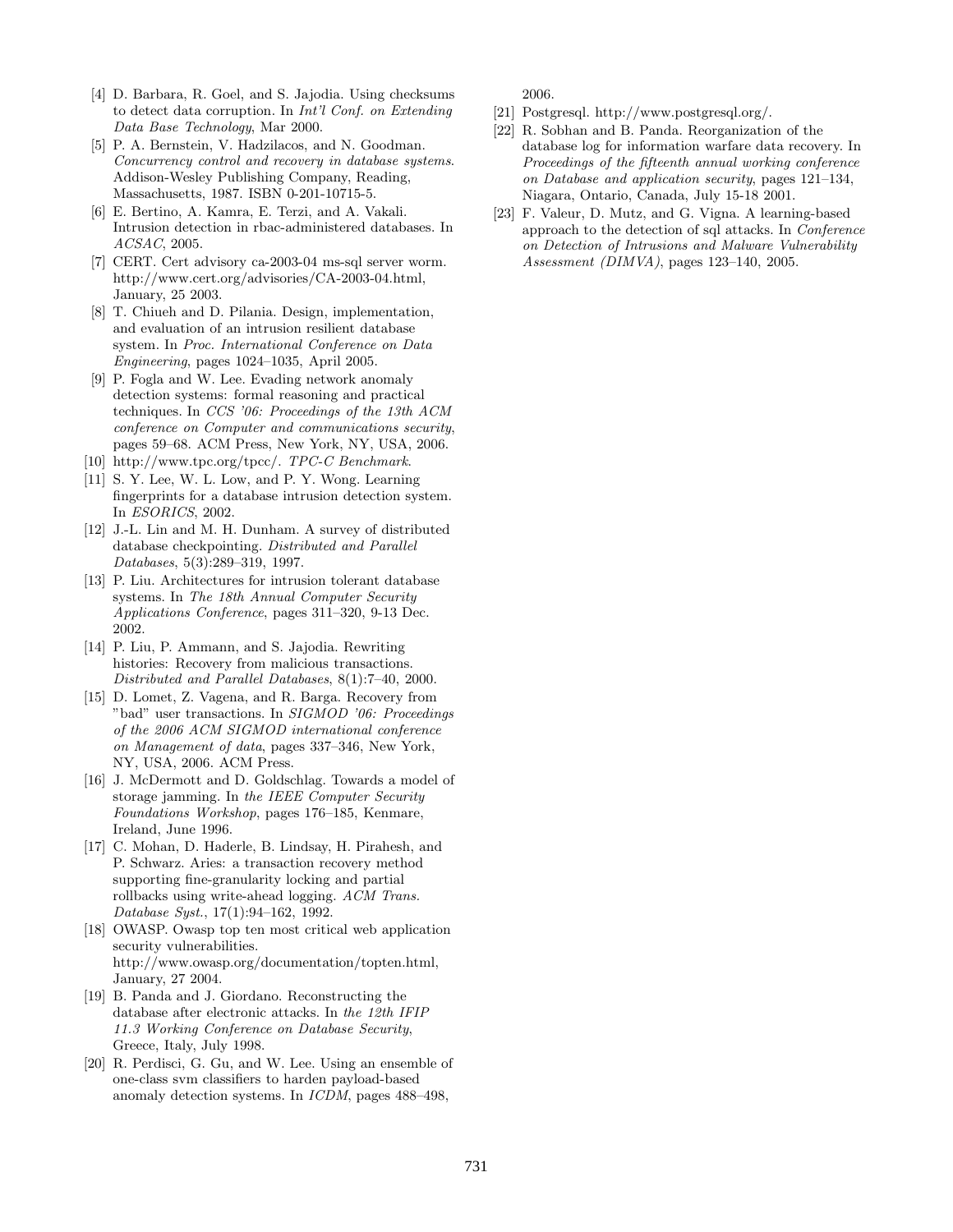[4] D. Barbara, R. Goel, and S. Jajodia. Using checksums to detect data corruption. In *Int'l Conf. on Extending Data Base Technology*, Mar 2000.

[5] P. A. Bernstein, V. Hadzilacos, and N. Goodman. *Concurrency control and recovery in database systems*. Addison-Wesley Publishing Company, Reading, Massachusetts, 1987. ISBN 0-201-10715-5.

[6] E. Bertino, A. Kamra, E. Terzi, and A. Vakali. Intrusion detection in rbac-administered databases. In *ACSAC*, 2005.

[7] CERT. Cert advisory ca-2003-04 ms-sql server worm. http://www.cert.org/advisories/CA-2003-04.html, January, 25 2003.

[8] T. Chiueh and D. Pilania. Design, implementation, and evaluation of an intrusion resilient database system. In *Proc. International Conference on Data Engineering*, pages 1024–1035, April 2005.

[9] P. Fogla and W. Lee. Evading network anomaly detection systems: formal reasoning and practical techniques. In *CCS '06: Proceedings of the 13th ACM conference on Computer and communications security*, pages 59–68. ACM Press, New York, NY, USA, 2006.

[10] http://www.tpc.org/tpcc/. *TPC-C Benchmark*.

[11] S. Y. Lee, W. L. Low, and P. Y. Wong. Learning fingerprints for a database intrusion detection system. In *ESORICS*, 2002.

[12] J.-L. Lin and M. H. Dunham. A survey of distributed database checkpointing. *Distributed and Parallel Databases*, 5(3):289–319, 1997.

[13] P. Liu. Architectures for intrusion tolerant database systems. In *The 18th Annual Computer Security Applications Conference*, pages 311–320, 9-13 Dec. 2002.

[14] P. Liu, P. Ammann, and S. Jajodia. Rewriting histories: Recovery from malicious transactions. *Distributed and Parallel Databases*, 8(1):7–40, 2000.

[15] D. Lomet, Z. Vagena, and R. Barga. Recovery from "bad" user transactions. In *SIGMOD '06: Proceedings of the 2006 ACM SIGMOD international conference on Management of data*, pages 337–346, New York, NY, USA, 2006. ACM Press.

[16] J. McDermott and D. Goldschlag. Towards a model of storage jamming. In *the IEEE Computer Security Foundations Workshop*, pages 176–185, Kenmare, Ireland, June 1996.

[17] C. Mohan, D. Haderle, B. Lindsay, H. Pirahesh, and P. Schwarz. Aries: a transaction recovery method supporting fine-granularity locking and partial rollbacks using write-ahead logging. *ACM Trans. Database Syst.*, 17(1):94–162, 1992.

[18] OWASP. Owasp top ten most critical web application security vulnerabilities. http://www.owasp.org/documentation/topten.html, January, 27 2004.

[19] B. Panda and J. Giordano. Reconstructing the database after electronic attacks. In *the 12th IFIP 11.3 Working Conference on Database Security*, Greece, Italy, July 1998.

[20] R. Perdisci, G. Gu, and W. Lee. Using an ensemble of one-class svm classifiers to harden payload-based anomaly detection systems. In *ICDM*, pages 488–498, 2006.

[21] Postgresql. http://www.postgresql.org/.

[22] R. Sobhan and B. Panda. Reorganization of the database log for information warfare data recovery. In *Proceedings of the fifteenth annual working conference on Database and application security*, pages 121–134, Niagara, Ontario, Canada, July 15-18 2001.

[23] F. Valeur, D. Mutz, and G. Vigna. A learning-based approach to the detection of sql attacks. In *Conference on Detection of Intrusions and Malware Vulnerability Assessment (DIMVA)*, pages 123–140, 2005.